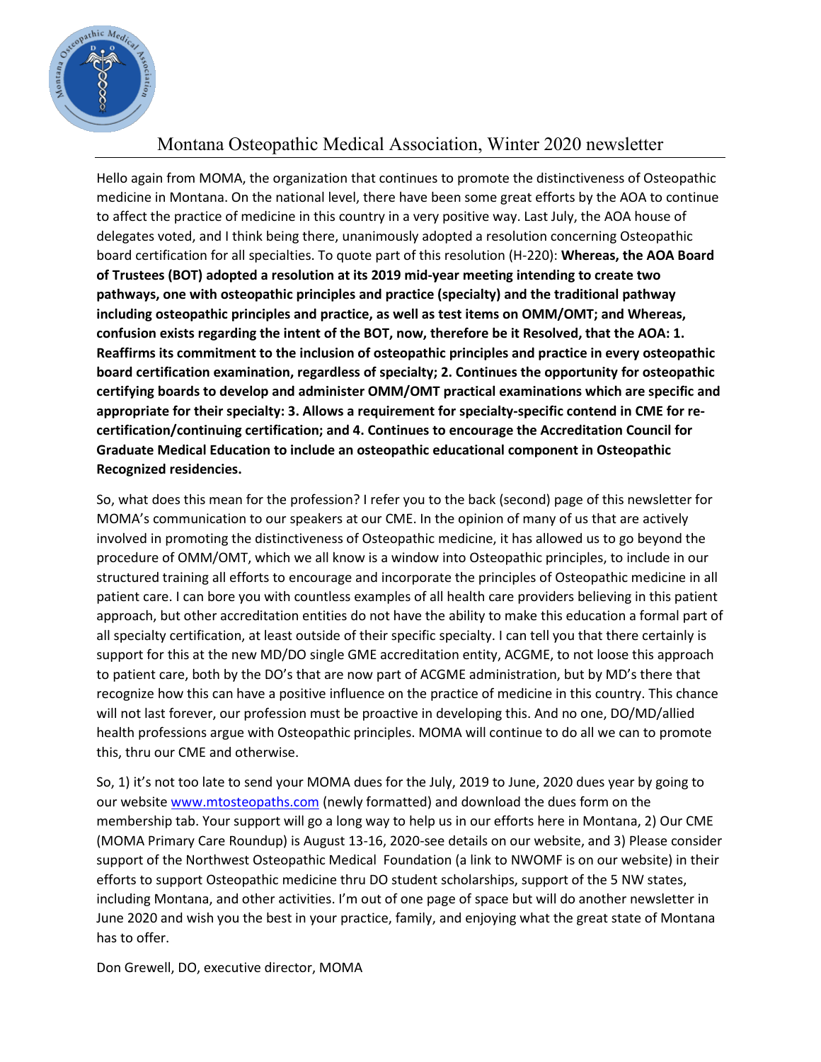# Montana Osteopathic Medical Association, Winter 2020 newsletter

Hello again from MOMA, the organization that continues to promote the distinctiveness of Osteopathic medicine in Montana. On the national level, there have been some great efforts by the AOA to continue to affect the practice of medicine in this country in a very positive way. Last July, the AOA house of delegates voted, and I think being there, unanimously adopted a resolution concerning Osteopathic board certification for all specialties. To quote part of this resolution (H-220): **Whereas, the AOA Board of Trustees (BOT) adopted a resolution at its 2019 mid-year meeting intending to create two pathways, one with osteopathic principles and practice (specialty) and the traditional pathway including osteopathic principles and practice, as well as test items on OMM/OMT; and Whereas, confusion exists regarding the intent of the BOT, now, therefore be it Resolved, that the AOA: 1. Reaffirms its commitment to the inclusion of osteopathic principles and practice in every osteopathic board certification examination, regardless of specialty; 2. Continues the opportunity for osteopathic certifying boards to develop and administer OMM/OMT practical examinations which are specific and appropriate for their specialty: 3. Allows a requirement for specialty-specific contend in CME for re-certification/continuing certification; and 4. Continues to encourage the Accreditation Council for Graduate Medical Education to include an osteopathic educational component in Osteopathic Recognized residencies.**

So, what does this mean for the profession? I refer you to the back (second) page of this newsletter for MOMA's communication to our speakers at our CME. In the opinion of many of us that are actively involved in promoting the distinctiveness of Osteopathic medicine, it has allowed us to go beyond the procedure of OMM/OMT, which we all know is a window into Osteopathic principles, to include in our structured training all efforts to encourage and incorporate the principles of Osteopathic medicine in all patient care. I can bore you with countless examples of all health care providers believing in this patient approach, but other accreditation entities do not have the ability to make this education a formal part of all specialty certification, at least outside of their specific specialty. I can tell you that there certainly is support for this at the new MD/DO single GME accreditation entity, ACGME, to not loose this approach to patient care, both by the DO's that are now part of ACGME administration, but by MD's there that recognize how this can have a positive influence on the practice of medicine in this country. This chance will not last forever, our profession must be proactive in developing this. And no one, DO/MD/allied health professions argue with Osteopathic principles. MOMA will continue to do all we can to promote this, thru our CME and otherwise.

So, 1) it's not too late to send your MOMA dues for the July, 2019 to June, 2020 dues year by going to our website [www.mtosteopaths.com](http://www.mtosteopaths.com) (newly formatted) and download the dues form on the membership tab. Your support will go a long way to help us in our efforts here in Montana, 2) Our CME (MOMA Primary Care Roundup) is August 13-16, 2020-see details on our website, and 3) Please consider support of the Northwest Osteopathic Medical Foundation (a link to NWOMF is on our website) in their efforts to support Osteopathic medicine thru DO student scholarships, support of the 5 NW states, including Montana, and other activities. I'm out of one page of space but will do another newsletter in June 2020 and wish you the best in your practice, family, and enjoying what the great state of Montana has to offer.

Don Grewell, DO, executive director, MOMA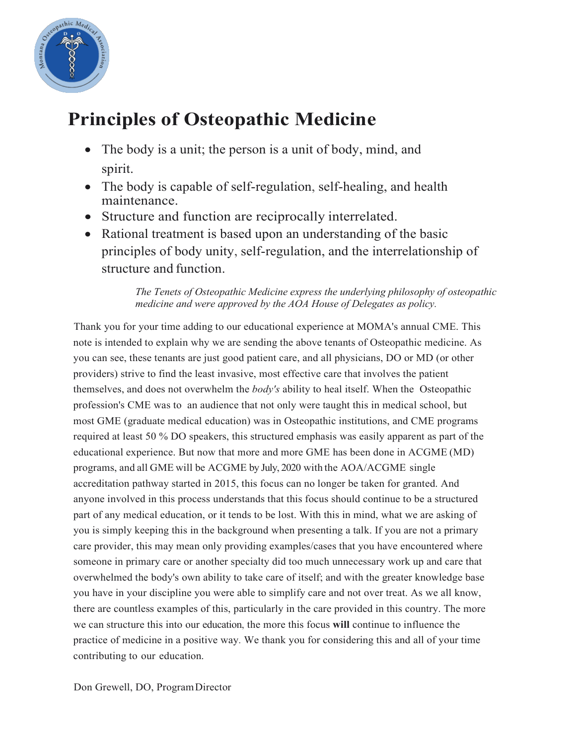# Principles of Osteopathic Medicine

- The body is a unit; the person is a unit of body, mind, and spirit.
- The body is capable of self-regulation, self-healing, and health maintenance.
- Structure and function are reciprocally interrelated.
- Rational treatment is based upon an understanding of the basic principles of body unity, self-regulation, and the interrelationship of structure and function.

*The Tenets of Osteopathic Medicine express the underlying philosophy of osteopathic medicine and were approved by the AOA House of Delegates as policy.*

Thank you for your time adding to our educational experience at MOMA's annual CME. This note is intended to explain why we are sending the above tenants of Osteopathic medicine. As you can see, these tenants are just good patient care, and all physicians, DO or MD (or other providers) strive to find the least invasive, most effective care that involves the patient themselves, and does not overwhelm the *body's* ability to heal itself. When the Osteopathic profession's CME was to an audience that not only were taught this in medical school, but most GME (graduate medical education) was in Osteopathic institutions, and CME programs required at least 50 % DO speakers, this structured emphasis was easily apparent as part of the educational experience. But now that more and more GME has been done in ACGME (MD) programs, and all GME will be ACGME by July, 2020 with the AOA/ACGME single accreditation pathway started in 2015, this focus can no longer be taken for granted. And anyone involved in this process understands that this focus should continue to be a structured part of any medical education, or it tends to be lost. With this in mind, what we are asking of you is simply keeping this in the background when presenting a talk. If you are not a primary care provider, this may mean only providing examples/cases that you have encountered where someone in primary care or another specialty did too much unnecessary work up and care that overwhelmed the body's own ability to take care of itself; and with the greater knowledge base you have in your discipline you were able to simplify care and not over treat. As we all know, there are countless examples of this, particularly in the care provided in this country. The more we can structure this into our education, the more this focus **will** continue to influence the practice of medicine in a positive way. We thank you for considering this and all of your time contributing to our education.

Don Grewell, DO, Program Director